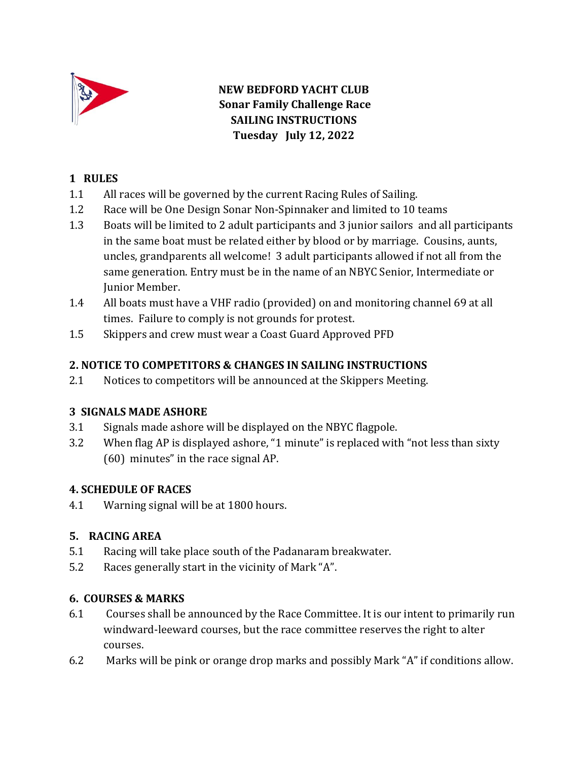**NEW BEDFORD YACHT CLUB**
**Sonar Family Challenge Race**
**SAILING INSTRUCTIONS**
**Tuesday July 12, 2022**

## 1 RULES

1.1 All races will be governed by the current Racing Rules of Sailing.

1.2 Race will be One Design Sonar Non-Spinnaker and limited to 10 teams

1.3 Boats will be limited to 2 adult participants and 3 junior sailors and all participants in the same boat must be related either by blood or by marriage. Cousins, aunts, uncles, grandparents all welcome! 3 adult participants allowed if not all from the same generation. Entry must be in the name of an NBYC Senior, Intermediate or Junior Member.

1.4 All boats must have a VHF radio (provided) on and monitoring channel 69 at all times. Failure to comply is not grounds for protest.

1.5 Skippers and crew must wear a Coast Guard Approved PFD

## 2. NOTICE TO COMPETITORS & CHANGES IN SAILING INSTRUCTIONS

2.1 Notices to competitors will be announced at the Skippers Meeting.

## 3 SIGNALS MADE ASHORE

3.1 Signals made ashore will be displayed on the NBYC flagpole.

3.2 When flag AP is displayed ashore, "1 minute" is replaced with "not less than sixty (60) minutes" in the race signal AP.

## 4. SCHEDULE OF RACES

4.1 Warning signal will be at 1800 hours.

## 5. RACING AREA

5.1 Racing will take place south of the Padanaram breakwater.

5.2 Races generally start in the vicinity of Mark "A".

## 6. COURSES & MARKS

6.1 Courses shall be announced by the Race Committee. It is our intent to primarily run windward-leeward courses, but the race committee reserves the right to alter courses.

6.2 Marks will be pink or orange drop marks and possibly Mark "A" if conditions allow.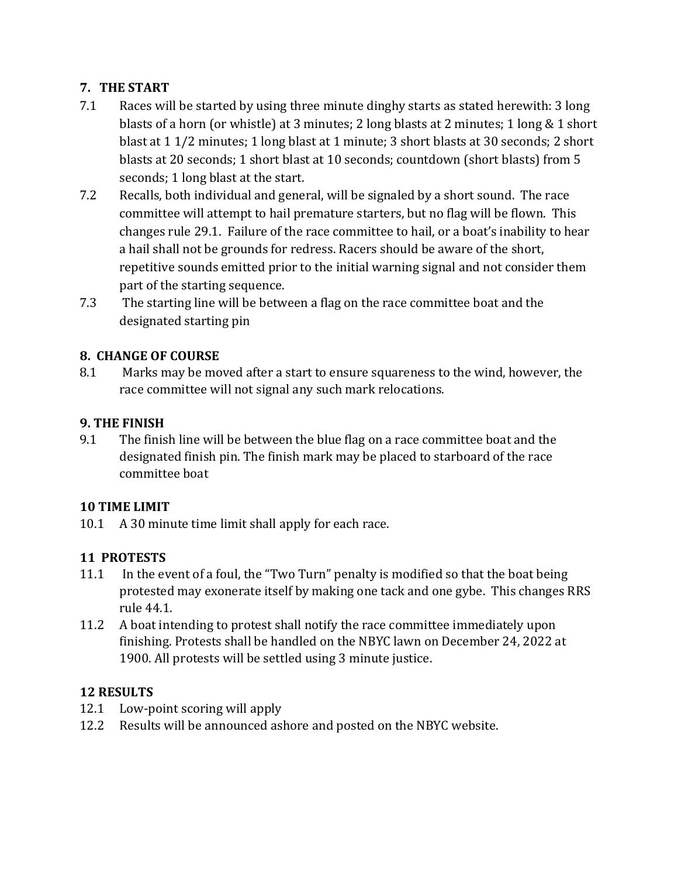## 7. THE START

7.1 Races will be started by using three minute dinghy starts as stated herewith: 3 long blasts of a horn (or whistle) at 3 minutes; 2 long blasts at 2 minutes; 1 long & 1 short blast at 1 1/2 minutes; 1 long blast at 1 minute; 3 short blasts at 30 seconds; 2 short blasts at 20 seconds; 1 short blast at 10 seconds; countdown (short blasts) from 5 seconds; 1 long blast at the start.

7.2 Recalls, both individual and general, will be signaled by a short sound. The race committee will attempt to hail premature starters, but no flag will be flown. This changes rule 29.1. Failure of the race committee to hail, or a boat's inability to hear a hail shall not be grounds for redress. Racers should be aware of the short, repetitive sounds emitted prior to the initial warning signal and not consider them part of the starting sequence.

7.3 The starting line will be between a flag on the race committee boat and the designated starting pin

## 8. CHANGE OF COURSE

8.1 Marks may be moved after a start to ensure squareness to the wind, however, the race committee will not signal any such mark relocations.

## 9. THE FINISH

9.1 The finish line will be between the blue flag on a race committee boat and the designated finish pin. The finish mark may be placed to starboard of the race committee boat

## 10 TIME LIMIT

10.1 A 30 minute time limit shall apply for each race.

## 11 PROTESTS

11.1 In the event of a foul, the "Two Turn" penalty is modified so that the boat being protested may exonerate itself by making one tack and one gybe. This changes RRS rule 44.1.

11.2 A boat intending to protest shall notify the race committee immediately upon finishing. Protests shall be handled on the NBYC lawn on December 24, 2022 at 1900. All protests will be settled using 3 minute justice.

## 12 RESULTS

12.1 Low-point scoring will apply

12.2 Results will be announced ashore and posted on the NBYC website.